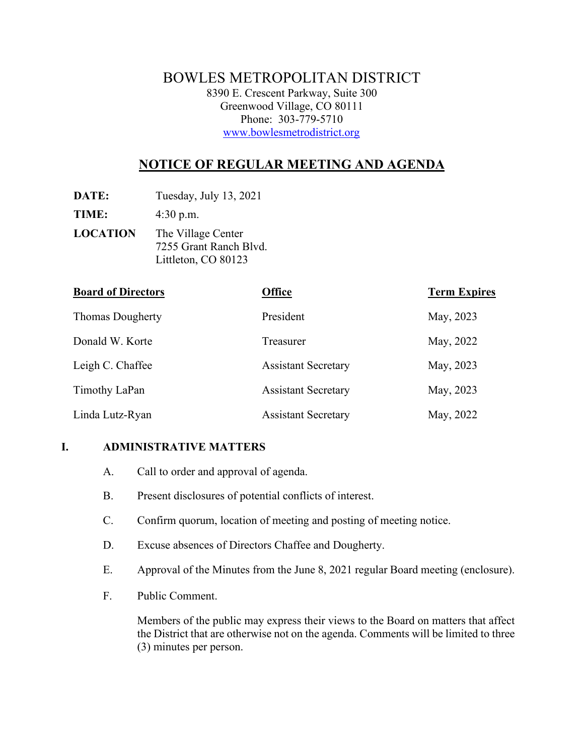# BOWLES METROPOLITAN DISTRICT

8390 E. Crescent Parkway, Suite 300
Greenwood Village, CO 80111
Phone: 303-779-5710
www.bowlesmetrodistrict.org

## NOTICE OF REGULAR MEETING AND AGENDA

**DATE:** Tuesday, July 13, 2021

**TIME:** 4:30 p.m.

**LOCATION** The Village Center
7255 Grant Ranch Blvd.
Littleton, CO 80123

| Board of Directors | Office | Term Expires |
|---|---|---|
| Thomas Dougherty | President | May, 2023 |
| Donald W. Korte | Treasurer | May, 2022 |
| Leigh C. Chaffee | Assistant Secretary | May, 2023 |
| Timothy LaPan | Assistant Secretary | May, 2023 |
| Linda Lutz-Ryan | Assistant Secretary | May, 2022 |

**I. ADMINISTRATIVE MATTERS**

A. Call to order and approval of agenda.

B. Present disclosures of potential conflicts of interest.

C. Confirm quorum, location of meeting and posting of meeting notice.

D. Excuse absences of Directors Chaffee and Dougherty.

E. Approval of the Minutes from the June 8, 2021 regular Board meeting (enclosure).

F. Public Comment.

Members of the public may express their views to the Board on matters that affect the District that are otherwise not on the agenda. Comments will be limited to three (3) minutes per person.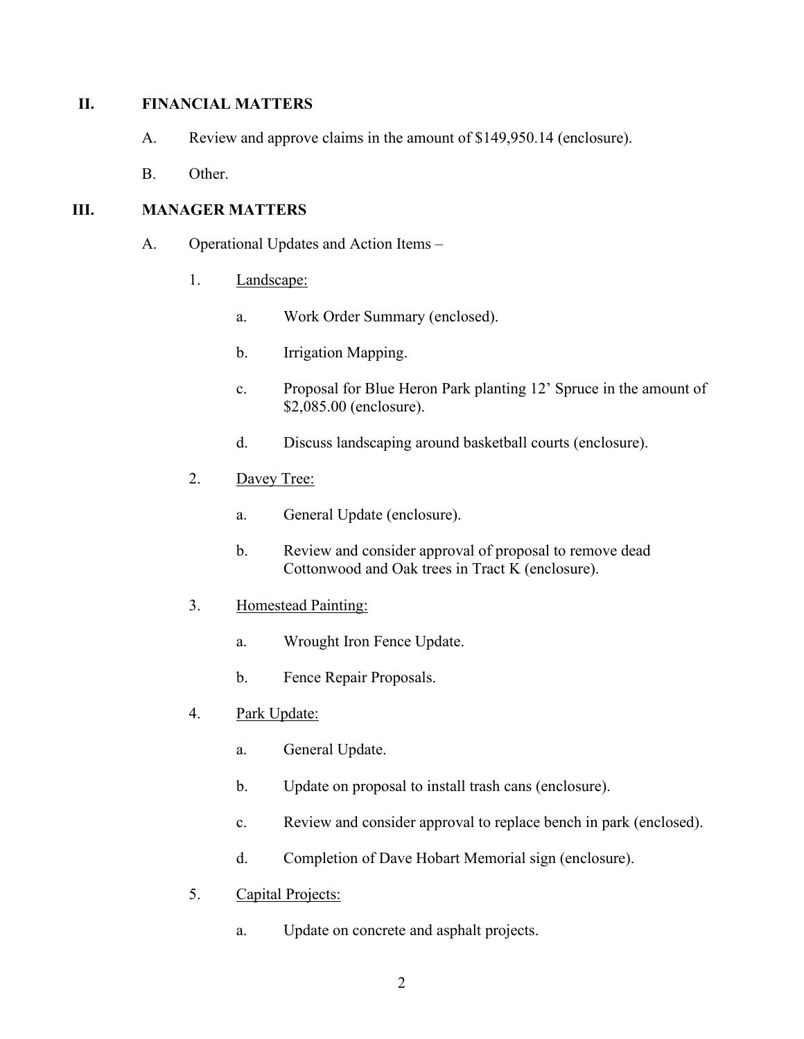## II. FINANCIAL MATTERS

A. Review and approve claims in the amount of $149,950.14 (enclosure).

B. Other.

## III. MANAGER MATTERS

A. Operational Updates and Action Items –

1. Landscape:

   a. Work Order Summary (enclosed).

   b. Irrigation Mapping.

   c. Proposal for Blue Heron Park planting 12' Spruce in the amount of $2,085.00 (enclosure).

   d. Discuss landscaping around basketball courts (enclosure).

2. Davey Tree:

   a. General Update (enclosure).

   b. Review and consider approval of proposal to remove dead Cottonwood and Oak trees in Tract K (enclosure).

3. Homestead Painting:

   a. Wrought Iron Fence Update.

   b. Fence Repair Proposals.

4. Park Update:

   a. General Update.

   b. Update on proposal to install trash cans (enclosure).

   c. Review and consider approval to replace bench in park (enclosed).

   d. Completion of Dave Hobart Memorial sign (enclosure).

5. Capital Projects:

   a. Update on concrete and asphalt projects.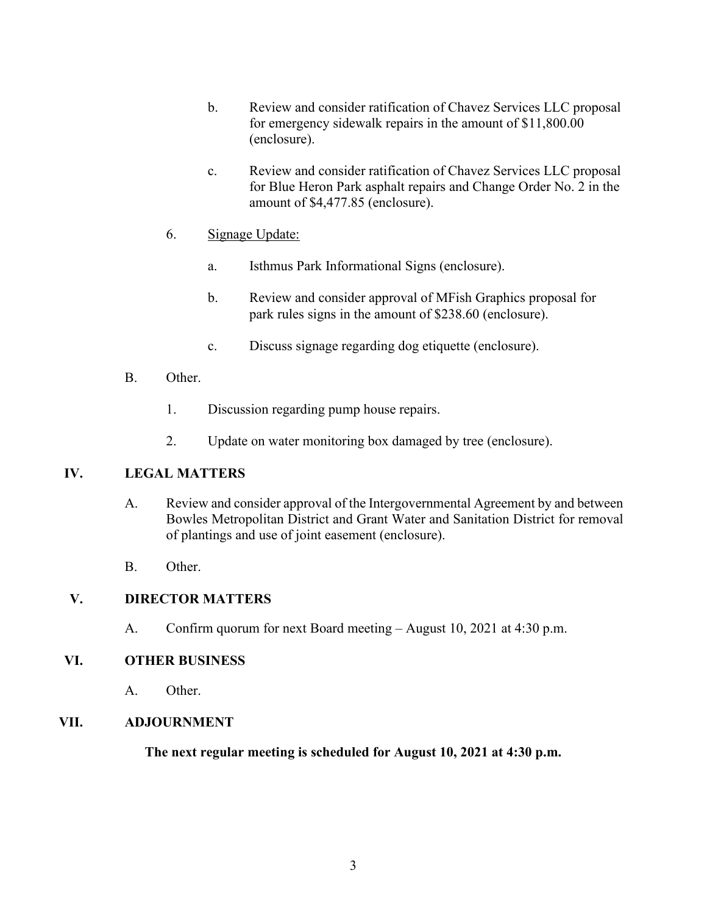b. Review and consider ratification of Chavez Services LLC proposal for emergency sidewalk repairs in the amount of $11,800.00 (enclosure).

c. Review and consider ratification of Chavez Services LLC proposal for Blue Heron Park asphalt repairs and Change Order No. 2 in the amount of $4,477.85 (enclosure).

6. <u>Signage Update:</u>

a. Isthmus Park Informational Signs (enclosure).

b. Review and consider approval of MFish Graphics proposal for park rules signs in the amount of $238.60 (enclosure).

c. Discuss signage regarding dog etiquette (enclosure).

B. Other.

1. Discussion regarding pump house repairs.

2. Update on water monitoring box damaged by tree (enclosure).

## IV. LEGAL MATTERS

A. Review and consider approval of the Intergovernmental Agreement by and between Bowles Metropolitan District and Grant Water and Sanitation District for removal of plantings and use of joint easement (enclosure).

B. Other.

## V. DIRECTOR MATTERS

A. Confirm quorum for next Board meeting – August 10, 2021 at 4:30 p.m.

## VI. OTHER BUSINESS

A. Other.

## VII. ADJOURNMENT

**The next regular meeting is scheduled for August 10, 2021 at 4:30 p.m.**